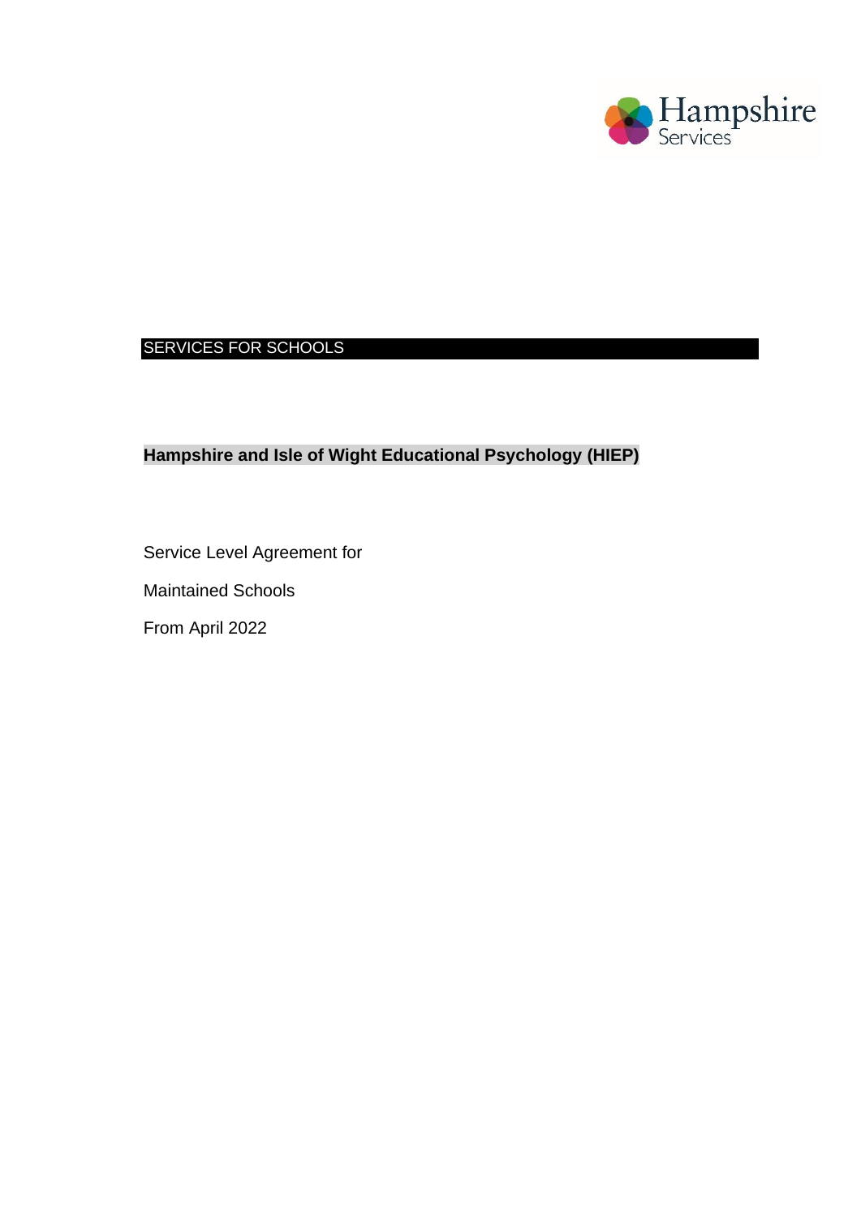Hampshire Services

SERVICES FOR SCHOOLS

# Hampshire and Isle of Wight Educational Psychology (HIEP)

Service Level Agreement for

Maintained Schools

From April 2022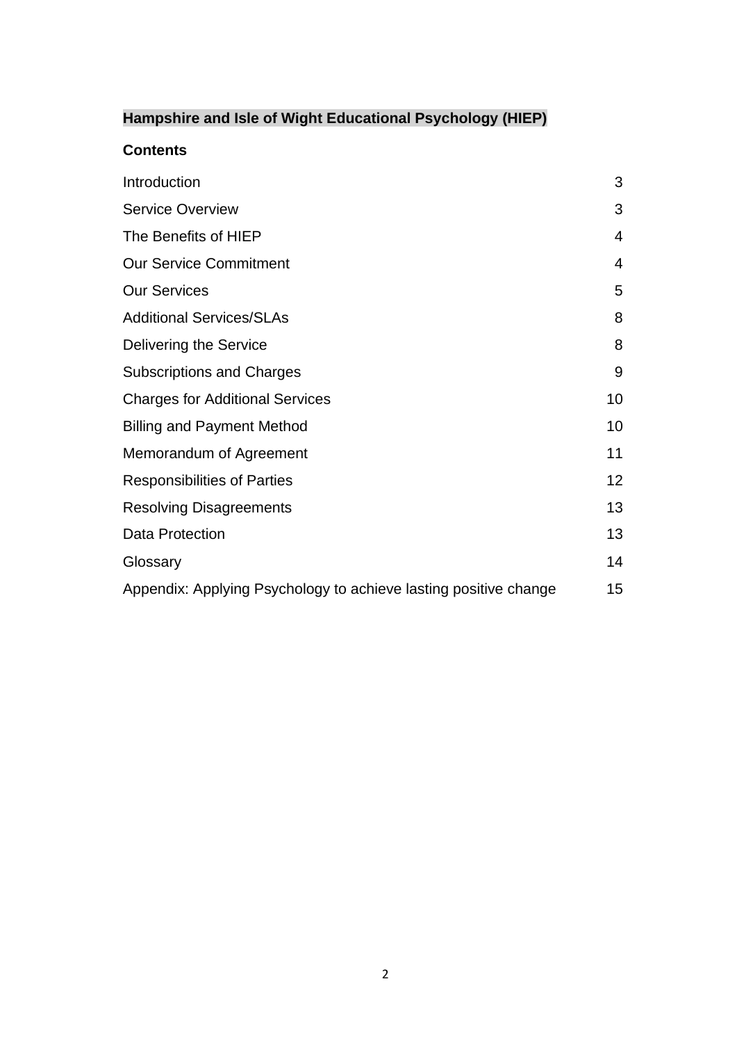**Hampshire and Isle of Wight Educational Psychology (HIEP)**

**Contents**

| | |
|---|---|
| Introduction | 3 |
| Service Overview | 3 |
| The Benefits of HIEP | 4 |
| Our Service Commitment | 4 |
| Our Services | 5 |
| Additional Services/SLAs | 8 |
| Delivering the Service | 8 |
| Subscriptions and Charges | 9 |
| Charges for Additional Services | 10 |
| Billing and Payment Method | 10 |
| Memorandum of Agreement | 11 |
| Responsibilities of Parties | 12 |
| Resolving Disagreements | 13 |
| Data Protection | 13 |
| Glossary | 14 |
| Appendix: Applying Psychology to achieve lasting positive change | 15 |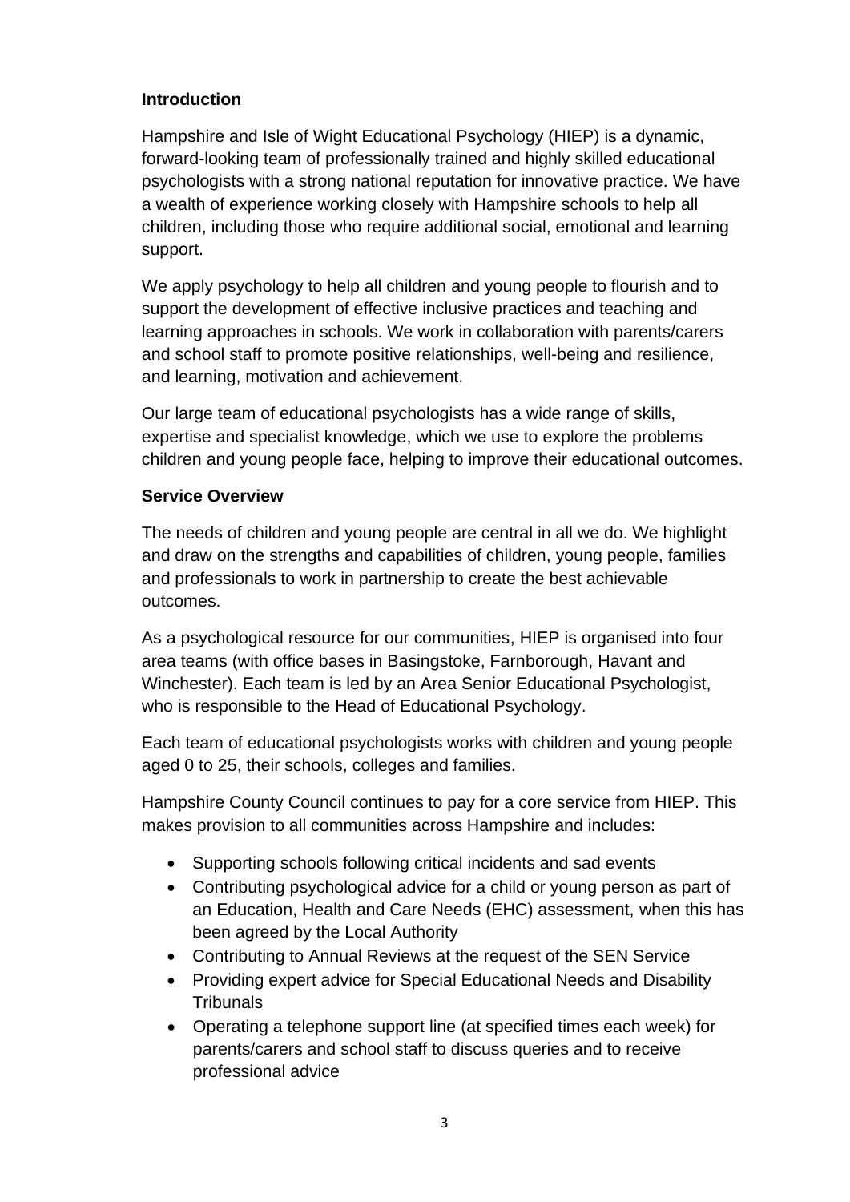## Introduction

Hampshire and Isle of Wight Educational Psychology (HIEP) is a dynamic, forward-looking team of professionally trained and highly skilled educational psychologists with a strong national reputation for innovative practice. We have a wealth of experience working closely with Hampshire schools to help all children, including those who require additional social, emotional and learning support.

We apply psychology to help all children and young people to flourish and to support the development of effective inclusive practices and teaching and learning approaches in schools. We work in collaboration with parents/carers and school staff to promote positive relationships, well-being and resilience, and learning, motivation and achievement.

Our large team of educational psychologists has a wide range of skills, expertise and specialist knowledge, which we use to explore the problems children and young people face, helping to improve their educational outcomes.

## Service Overview

The needs of children and young people are central in all we do. We highlight and draw on the strengths and capabilities of children, young people, families and professionals to work in partnership to create the best achievable outcomes.

As a psychological resource for our communities, HIEP is organised into four area teams (with office bases in Basingstoke, Farnborough, Havant and Winchester). Each team is led by an Area Senior Educational Psychologist, who is responsible to the Head of Educational Psychology.

Each team of educational psychologists works with children and young people aged 0 to 25, their schools, colleges and families.

Hampshire County Council continues to pay for a core service from HIEP. This makes provision to all communities across Hampshire and includes:

- Supporting schools following critical incidents and sad events
- Contributing psychological advice for a child or young person as part of an Education, Health and Care Needs (EHC) assessment, when this has been agreed by the Local Authority
- Contributing to Annual Reviews at the request of the SEN Service
- Providing expert advice for Special Educational Needs and Disability Tribunals
- Operating a telephone support line (at specified times each week) for parents/carers and school staff to discuss queries and to receive professional advice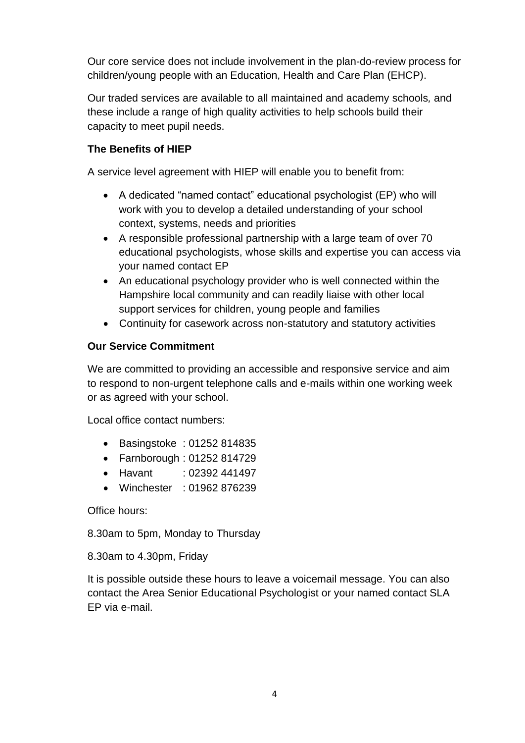Our core service does not include involvement in the plan-do-review process for children/young people with an Education, Health and Care Plan (EHCP).

Our traded services are available to all maintained and academy schools, and these include a range of high quality activities to help schools build their capacity to meet pupil needs.

**The Benefits of HIEP**

A service level agreement with HIEP will enable you to benefit from:

- A dedicated "named contact" educational psychologist (EP) who will work with you to develop a detailed understanding of your school context, systems, needs and priorities
- A responsible professional partnership with a large team of over 70 educational psychologists, whose skills and expertise you can access via your named contact EP
- An educational psychology provider who is well connected within the Hampshire local community and can readily liaise with other local support services for children, young people and families
- Continuity for casework across non-statutory and statutory activities

**Our Service Commitment**

We are committed to providing an accessible and responsive service and aim to respond to non-urgent telephone calls and e-mails within one working week or as agreed with your school.

Local office contact numbers:

- Basingstoke : 01252 814835
- Farnborough : 01252 814729
- Havant : 02392 441497
- Winchester : 01962 876239

Office hours:

8.30am to 5pm, Monday to Thursday

8.30am to 4.30pm, Friday

It is possible outside these hours to leave a voicemail message. You can also contact the Area Senior Educational Psychologist or your named contact SLA EP via e-mail.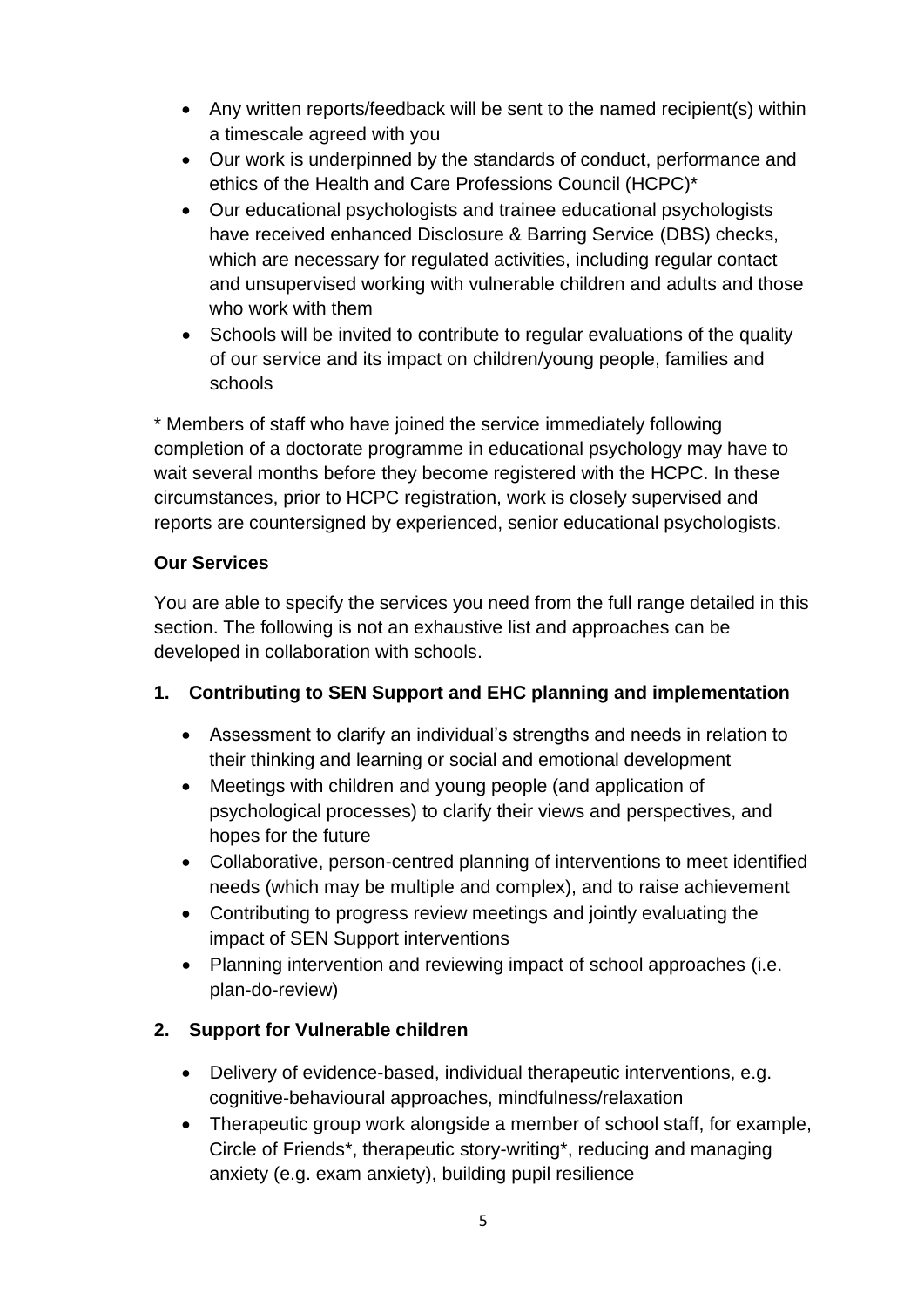- Any written reports/feedback will be sent to the named recipient(s) within a timescale agreed with you
- Our work is underpinned by the standards of conduct, performance and ethics of the Health and Care Professions Council (HCPC)*
- Our educational psychologists and trainee educational psychologists have received enhanced Disclosure & Barring Service (DBS) checks, which are necessary for regulated activities, including regular contact and unsupervised working with vulnerable children and adults and those who work with them
- Schools will be invited to contribute to regular evaluations of the quality of our service and its impact on children/young people, families and schools

* Members of staff who have joined the service immediately following completion of a doctorate programme in educational psychology may have to wait several months before they become registered with the HCPC. In these circumstances, prior to HCPC registration, work is closely supervised and reports are countersigned by experienced, senior educational psychologists.

**Our Services**

You are able to specify the services you need from the full range detailed in this section. The following is not an exhaustive list and approaches can be developed in collaboration with schools.

**1. Contributing to SEN Support and EHC planning and implementation**

- Assessment to clarify an individual's strengths and needs in relation to their thinking and learning or social and emotional development
- Meetings with children and young people (and application of psychological processes) to clarify their views and perspectives, and hopes for the future
- Collaborative, person-centred planning of interventions to meet identified needs (which may be multiple and complex), and to raise achievement
- Contributing to progress review meetings and jointly evaluating the impact of SEN Support interventions
- Planning intervention and reviewing impact of school approaches (i.e. plan-do-review)

**2. Support for Vulnerable children**

- Delivery of evidence-based, individual therapeutic interventions, e.g. cognitive-behavioural approaches, mindfulness/relaxation
- Therapeutic group work alongside a member of school staff, for example, Circle of Friends*, therapeutic story-writing*, reducing and managing anxiety (e.g. exam anxiety), building pupil resilience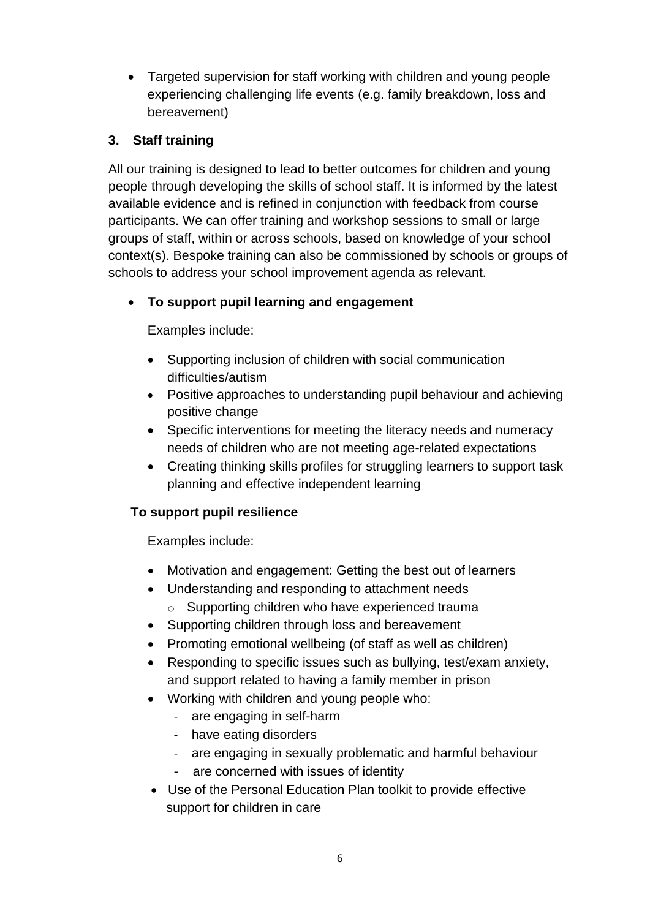- Targeted supervision for staff working with children and young people experiencing challenging life events (e.g. family breakdown, loss and bereavement)

## 3. Staff training

All our training is designed to lead to better outcomes for children and young people through developing the skills of school staff. It is informed by the latest available evidence and is refined in conjunction with feedback from course participants. We can offer training and workshop sessions to small or large groups of staff, within or across schools, based on knowledge of your school context(s). Bespoke training can also be commissioned by schools or groups of schools to address your school improvement agenda as relevant.

- **To support pupil learning and engagement**

  Examples include:

  - Supporting inclusion of children with social communication difficulties/autism
  - Positive approaches to understanding pupil behaviour and achieving positive change
  - Specific interventions for meeting the literacy needs and numeracy needs of children who are not meeting age-related expectations
  - Creating thinking skills profiles for struggling learners to support task planning and effective independent learning

**To support pupil resilience**

Examples include:

- Motivation and engagement: Getting the best out of learners
- Understanding and responding to attachment needs
  - Supporting children who have experienced trauma
- Supporting children through loss and bereavement
- Promoting emotional wellbeing (of staff as well as children)
- Responding to specific issues such as bullying, test/exam anxiety, and support related to having a family member in prison
- Working with children and young people who:
  - are engaging in self-harm
  - have eating disorders
  - are engaging in sexually problematic and harmful behaviour
  - are concerned with issues of identity
- Use of the Personal Education Plan toolkit to provide effective support for children in care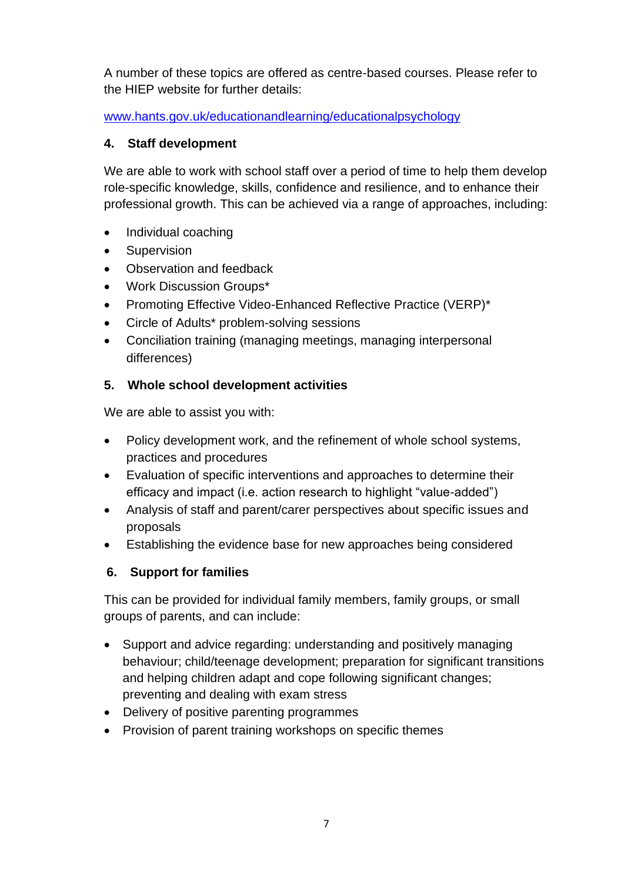A number of these topics are offered as centre-based courses. Please refer to the HIEP website for further details:

[www.hants.gov.uk/educationandlearning/educationalpsychology](www.hants.gov.uk/educationandlearning/educationalpsychology)

### 4. Staff development

We are able to work with school staff over a period of time to help them develop role-specific knowledge, skills, confidence and resilience, and to enhance their professional growth. This can be achieved via a range of approaches, including:

- Individual coaching
- Supervision
- Observation and feedback
- Work Discussion Groups*
- Promoting Effective Video-Enhanced Reflective Practice (VERP)*
- Circle of Adults* problem-solving sessions
- Conciliation training (managing meetings, managing interpersonal differences)

### 5. Whole school development activities

We are able to assist you with:

- Policy development work, and the refinement of whole school systems, practices and procedures
- Evaluation of specific interventions and approaches to determine their efficacy and impact (i.e. action research to highlight "value-added")
- Analysis of staff and parent/carer perspectives about specific issues and proposals
- Establishing the evidence base for new approaches being considered

### 6. Support for families

This can be provided for individual family members, family groups, or small groups of parents, and can include:

- Support and advice regarding: understanding and positively managing behaviour; child/teenage development; preparation for significant transitions and helping children adapt and cope following significant changes; preventing and dealing with exam stress
- Delivery of positive parenting programmes
- Provision of parent training workshops on specific themes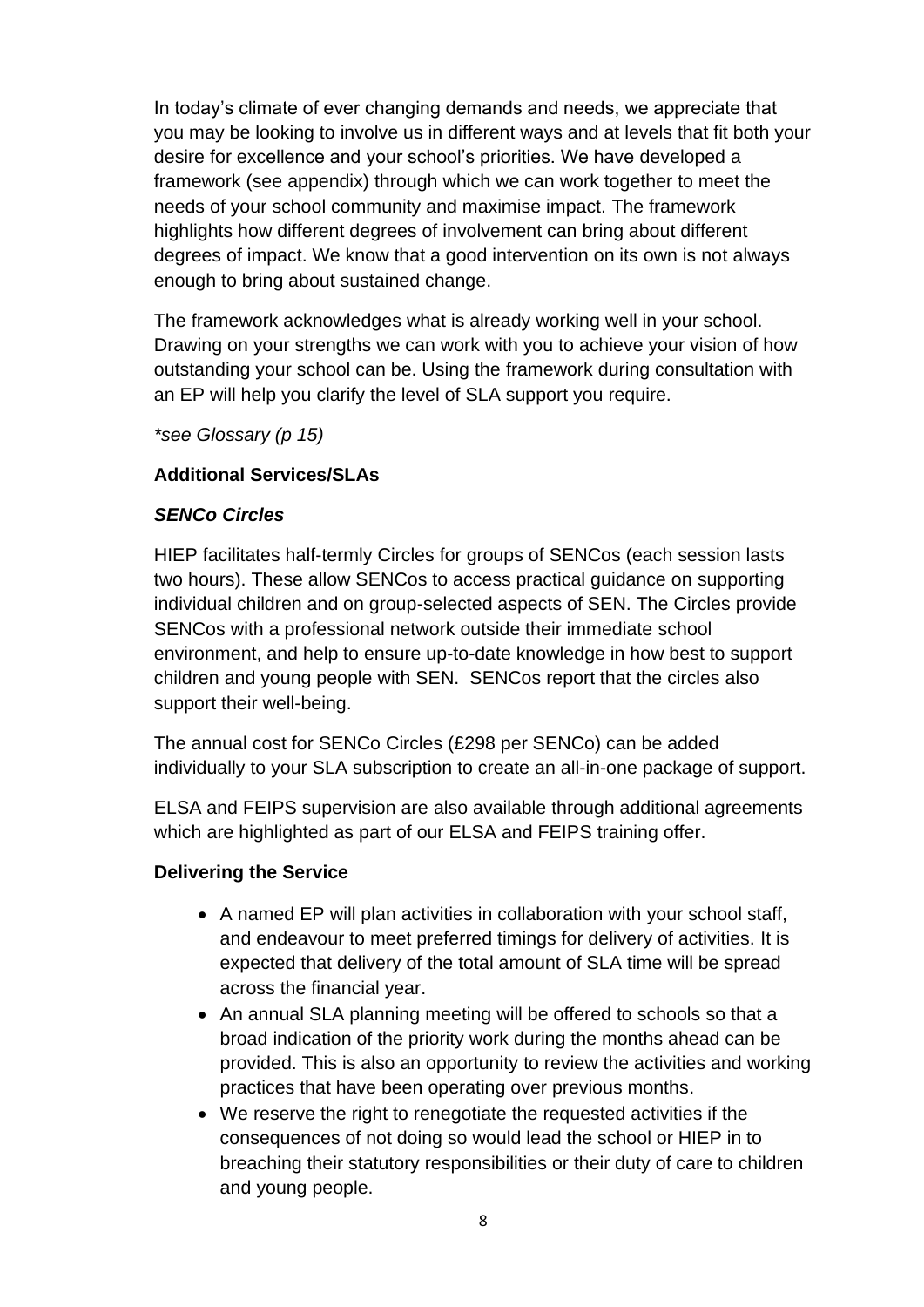In today's climate of ever changing demands and needs, we appreciate that you may be looking to involve us in different ways and at levels that fit both your desire for excellence and your school's priorities. We have developed a framework (see appendix) through which we can work together to meet the needs of your school community and maximise impact. The framework highlights how different degrees of involvement can bring about different degrees of impact. We know that a good intervention on its own is not always enough to bring about sustained change.

The framework acknowledges what is already working well in your school. Drawing on your strengths we can work with you to achieve your vision of how outstanding your school can be. Using the framework during consultation with an EP will help you clarify the level of SLA support you require.

*\*see Glossary (p 15)*

**Additional Services/SLAs**

***SENCo Circles***

HIEP facilitates half-termly Circles for groups of SENCos (each session lasts two hours). These allow SENCos to access practical guidance on supporting individual children and on group-selected aspects of SEN. The Circles provide SENCos with a professional network outside their immediate school environment, and help to ensure up-to-date knowledge in how best to support children and young people with SEN. SENCos report that the circles also support their well-being.

The annual cost for SENCo Circles (£298 per SENCo) can be added individually to your SLA subscription to create an all-in-one package of support.

ELSA and FEIPS supervision are also available through additional agreements which are highlighted as part of our ELSA and FEIPS training offer.

**Delivering the Service**

- A named EP will plan activities in collaboration with your school staff, and endeavour to meet preferred timings for delivery of activities. It is expected that delivery of the total amount of SLA time will be spread across the financial year.
- An annual SLA planning meeting will be offered to schools so that a broad indication of the priority work during the months ahead can be provided. This is also an opportunity to review the activities and working practices that have been operating over previous months.
- We reserve the right to renegotiate the requested activities if the consequences of not doing so would lead the school or HIEP in to breaching their statutory responsibilities or their duty of care to children and young people.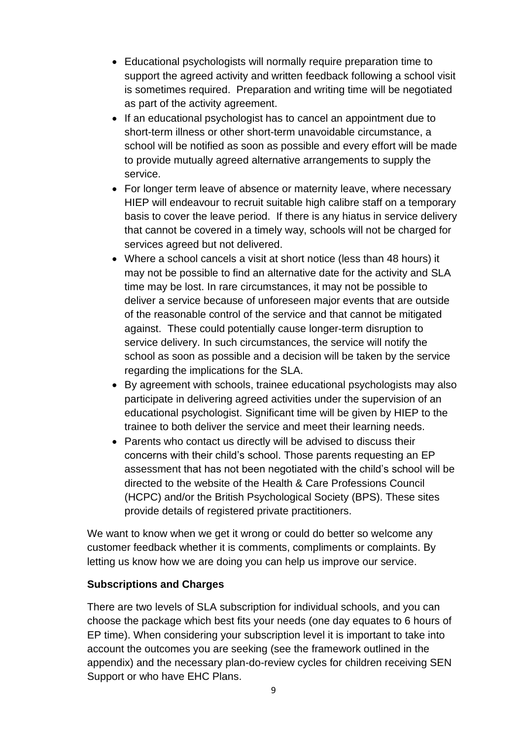- Educational psychologists will normally require preparation time to support the agreed activity and written feedback following a school visit is sometimes required. Preparation and writing time will be negotiated as part of the activity agreement.
- If an educational psychologist has to cancel an appointment due to short-term illness or other short-term unavoidable circumstance, a school will be notified as soon as possible and every effort will be made to provide mutually agreed alternative arrangements to supply the service.
- For longer term leave of absence or maternity leave, where necessary HIEP will endeavour to recruit suitable high calibre staff on a temporary basis to cover the leave period. If there is any hiatus in service delivery that cannot be covered in a timely way, schools will not be charged for services agreed but not delivered.
- Where a school cancels a visit at short notice (less than 48 hours) it may not be possible to find an alternative date for the activity and SLA time may be lost. In rare circumstances, it may not be possible to deliver a service because of unforeseen major events that are outside of the reasonable control of the service and that cannot be mitigated against. These could potentially cause longer-term disruption to service delivery. In such circumstances, the service will notify the school as soon as possible and a decision will be taken by the service regarding the implications for the SLA.
- By agreement with schools, trainee educational psychologists may also participate in delivering agreed activities under the supervision of an educational psychologist. Significant time will be given by HIEP to the trainee to both deliver the service and meet their learning needs.
- Parents who contact us directly will be advised to discuss their concerns with their child's school. Those parents requesting an EP assessment that has not been negotiated with the child's school will be directed to the website of the Health & Care Professions Council (HCPC) and/or the British Psychological Society (BPS). These sites provide details of registered private practitioners.

We want to know when we get it wrong or could do better so welcome any customer feedback whether it is comments, compliments or complaints. By letting us know how we are doing you can help us improve our service.

**Subscriptions and Charges**

There are two levels of SLA subscription for individual schools, and you can choose the package which best fits your needs (one day equates to 6 hours of EP time). When considering your subscription level it is important to take into account the outcomes you are seeking (see the framework outlined in the appendix) and the necessary plan-do-review cycles for children receiving SEN Support or who have EHC Plans.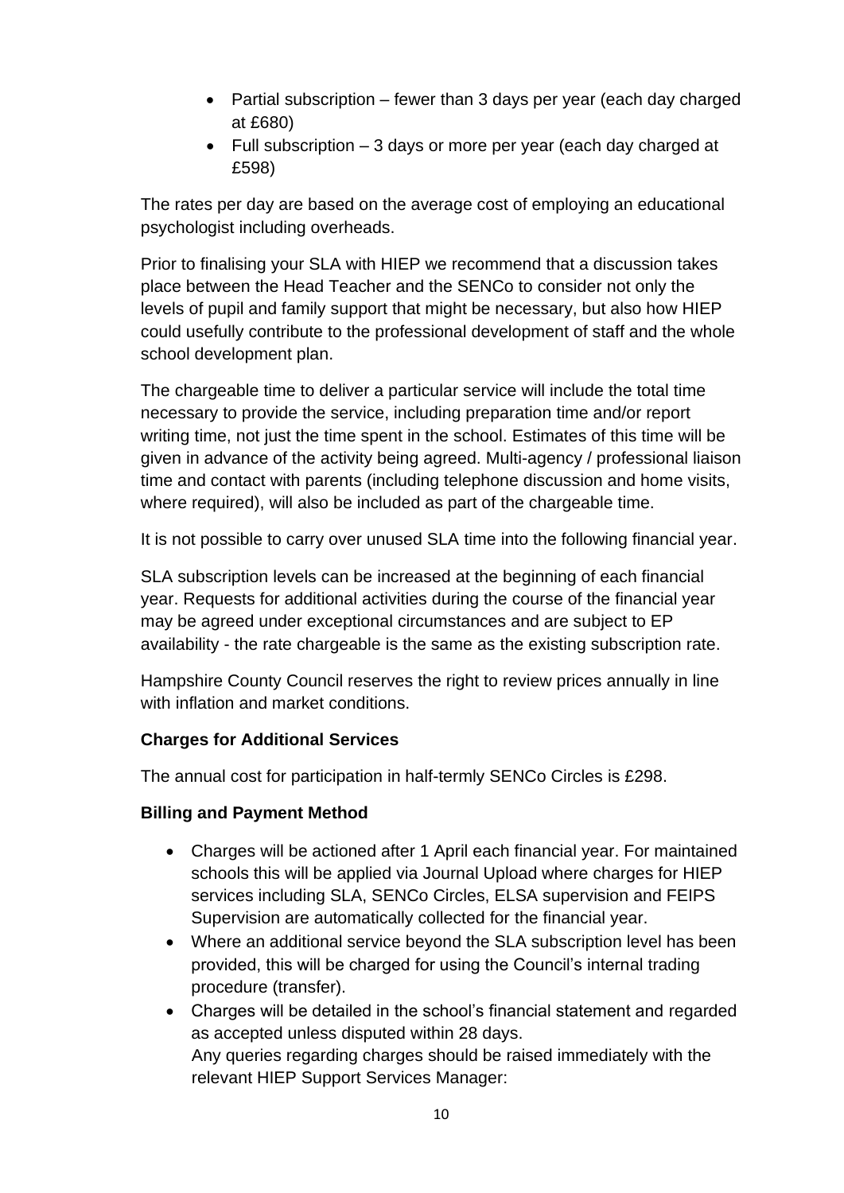- Partial subscription – fewer than 3 days per year (each day charged at £680)
- Full subscription – 3 days or more per year (each day charged at £598)

The rates per day are based on the average cost of employing an educational psychologist including overheads.

Prior to finalising your SLA with HIEP we recommend that a discussion takes place between the Head Teacher and the SENCo to consider not only the levels of pupil and family support that might be necessary, but also how HIEP could usefully contribute to the professional development of staff and the whole school development plan.

The chargeable time to deliver a particular service will include the total time necessary to provide the service, including preparation time and/or report writing time, not just the time spent in the school. Estimates of this time will be given in advance of the activity being agreed. Multi-agency / professional liaison time and contact with parents (including telephone discussion and home visits, where required), will also be included as part of the chargeable time.

It is not possible to carry over unused SLA time into the following financial year.

SLA subscription levels can be increased at the beginning of each financial year. Requests for additional activities during the course of the financial year may be agreed under exceptional circumstances and are subject to EP availability - the rate chargeable is the same as the existing subscription rate.

Hampshire County Council reserves the right to review prices annually in line with inflation and market conditions.

**Charges for Additional Services**

The annual cost for participation in half-termly SENCo Circles is £298.

**Billing and Payment Method**

- Charges will be actioned after 1 April each financial year. For maintained schools this will be applied via Journal Upload where charges for HIEP services including SLA, SENCo Circles, ELSA supervision and FEIPS Supervision are automatically collected for the financial year.
- Where an additional service beyond the SLA subscription level has been provided, this will be charged for using the Council's internal trading procedure (transfer).
- Charges will be detailed in the school's financial statement and regarded as accepted unless disputed within 28 days.
  Any queries regarding charges should be raised immediately with the relevant HIEP Support Services Manager: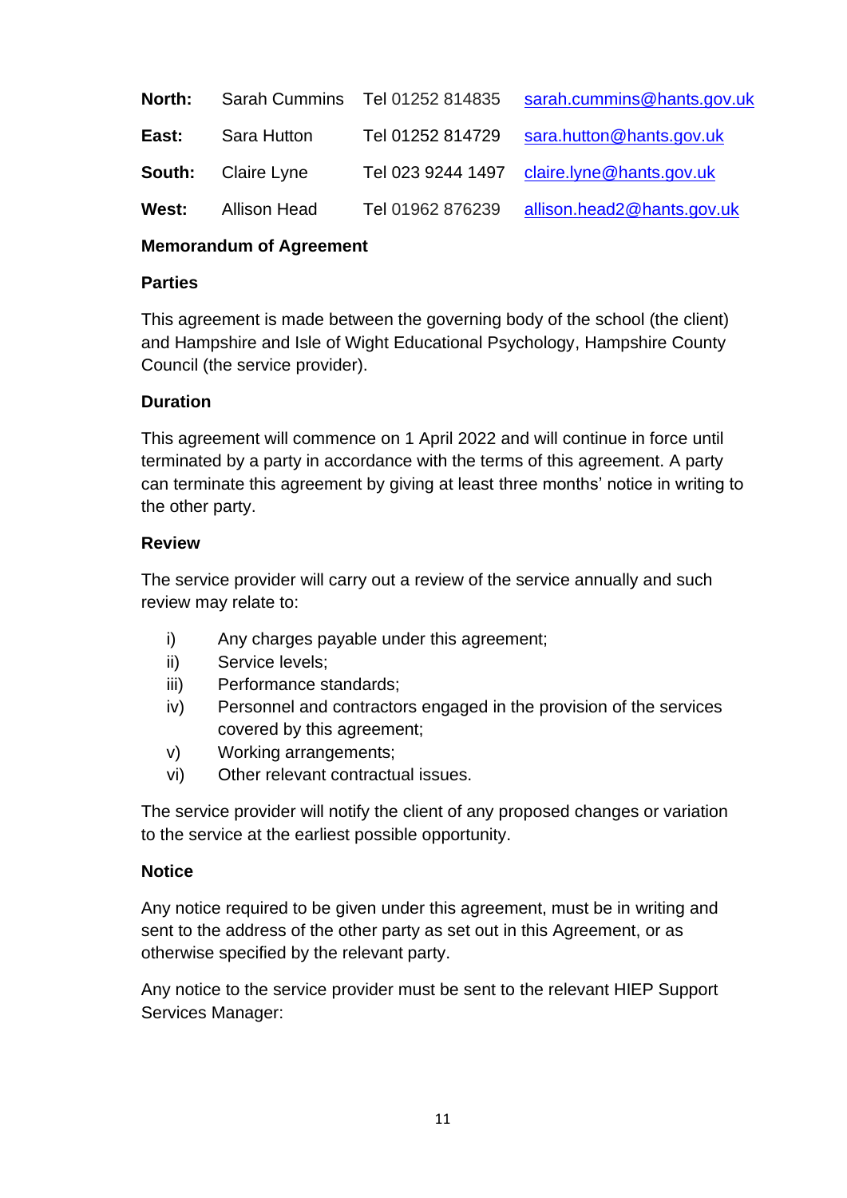| | | | |
|---|---|---|---|
| **North:** | Sarah Cummins | Tel 01252 814835 | sarah.cummins@hants.gov.uk |
| **East:** | Sara Hutton | Tel 01252 814729 | sara.hutton@hants.gov.uk |
| **South:** | Claire Lyne | Tel 023 9244 1497 | claire.lyne@hants.gov.uk |
| **West:** | Allison Head | Tel 01962 876239 | allison.head2@hants.gov.uk |

## Memorandum of Agreement

### Parties

This agreement is made between the governing body of the school (the client) and Hampshire and Isle of Wight Educational Psychology, Hampshire County Council (the service provider).

### Duration

This agreement will commence on 1 April 2022 and will continue in force until terminated by a party in accordance with the terms of this agreement. A party can terminate this agreement by giving at least three months' notice in writing to the other party.

### Review

The service provider will carry out a review of the service annually and such review may relate to:

i) Any charges payable under this agreement;
ii) Service levels;
iii) Performance standards;
iv) Personnel and contractors engaged in the provision of the services covered by this agreement;
v) Working arrangements;
vi) Other relevant contractual issues.

The service provider will notify the client of any proposed changes or variation to the service at the earliest possible opportunity.

### Notice

Any notice required to be given under this agreement, must be in writing and sent to the address of the other party as set out in this Agreement, or as otherwise specified by the relevant party.

Any notice to the service provider must be sent to the relevant HIEP Support Services Manager: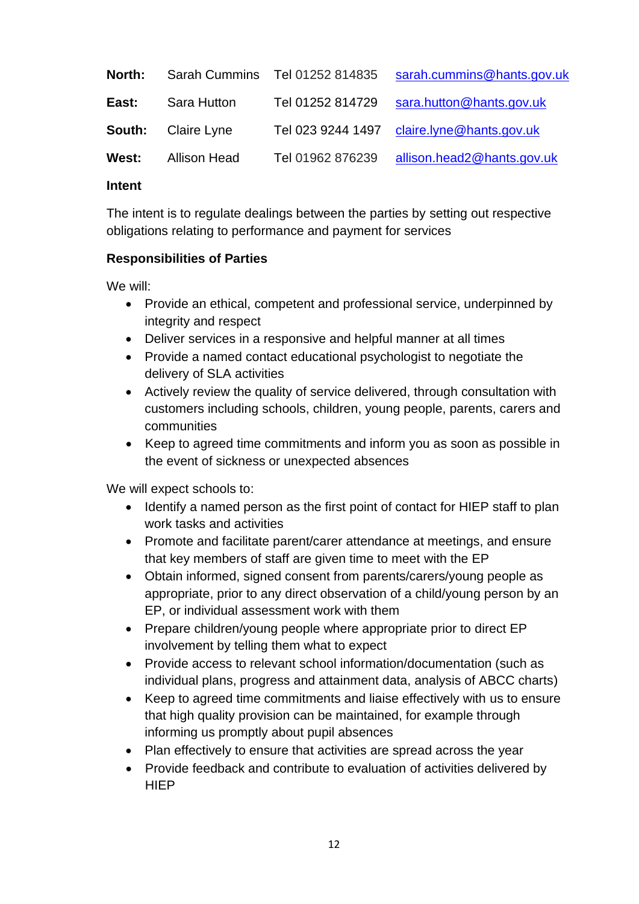| | | | |
|---|---|---|---|
| **North:** | Sarah Cummins | Tel 01252 814835 | sarah.cummins@hants.gov.uk |
| **East:** | Sara Hutton | Tel 01252 814729 | sara.hutton@hants.gov.uk |
| **South:** | Claire Lyne | Tel 023 9244 1497 | claire.lyne@hants.gov.uk |
| **West:** | Allison Head | Tel 01962 876239 | allison.head2@hants.gov.uk |

**Intent**

The intent is to regulate dealings between the parties by setting out respective obligations relating to performance and payment for services

**Responsibilities of Parties**

We will:

- Provide an ethical, competent and professional service, underpinned by integrity and respect
- Deliver services in a responsive and helpful manner at all times
- Provide a named contact educational psychologist to negotiate the delivery of SLA activities
- Actively review the quality of service delivered, through consultation with customers including schools, children, young people, parents, carers and communities
- Keep to agreed time commitments and inform you as soon as possible in the event of sickness or unexpected absences

We will expect schools to:

- Identify a named person as the first point of contact for HIEP staff to plan work tasks and activities
- Promote and facilitate parent/carer attendance at meetings, and ensure that key members of staff are given time to meet with the EP
- Obtain informed, signed consent from parents/carers/young people as appropriate, prior to any direct observation of a child/young person by an EP, or individual assessment work with them
- Prepare children/young people where appropriate prior to direct EP involvement by telling them what to expect
- Provide access to relevant school information/documentation (such as individual plans, progress and attainment data, analysis of ABCC charts)
- Keep to agreed time commitments and liaise effectively with us to ensure that high quality provision can be maintained, for example through informing us promptly about pupil absences
- Plan effectively to ensure that activities are spread across the year
- Provide feedback and contribute to evaluation of activities delivered by HIEP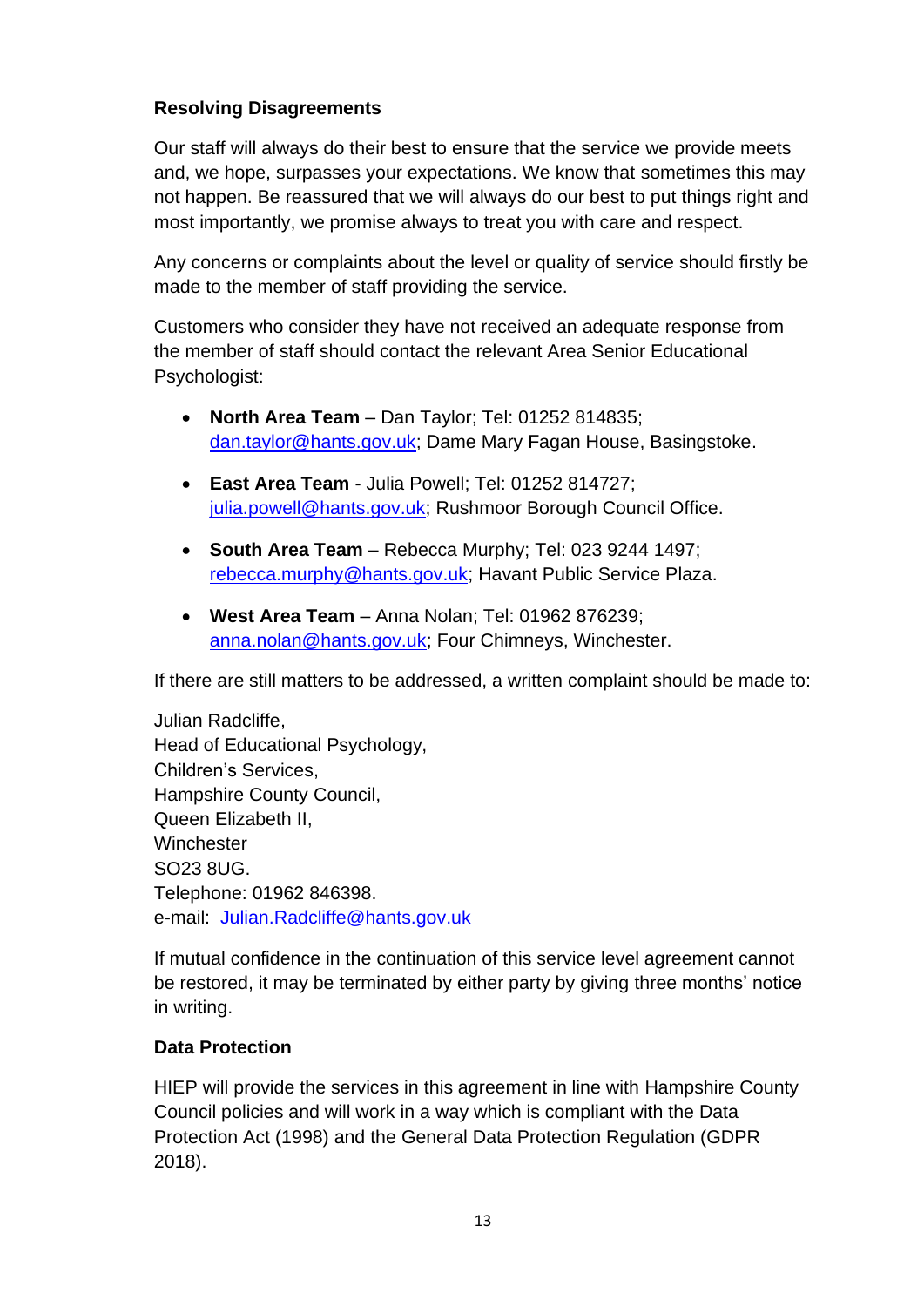**Resolving Disagreements**

Our staff will always do their best to ensure that the service we provide meets and, we hope, surpasses your expectations. We know that sometimes this may not happen. Be reassured that we will always do our best to put things right and most importantly, we promise always to treat you with care and respect.

Any concerns or complaints about the level or quality of service should firstly be made to the member of staff providing the service.

Customers who consider they have not received an adequate response from the member of staff should contact the relevant Area Senior Educational Psychologist:

- **North Area Team** – Dan Taylor; Tel: 01252 814835; dan.taylor@hants.gov.uk; Dame Mary Fagan House, Basingstoke.
- **East Area Team** - Julia Powell; Tel: 01252 814727; julia.powell@hants.gov.uk; Rushmoor Borough Council Office.
- **South Area Team** – Rebecca Murphy; Tel: 023 9244 1497; rebecca.murphy@hants.gov.uk; Havant Public Service Plaza.
- **West Area Team** – Anna Nolan; Tel: 01962 876239; anna.nolan@hants.gov.uk; Four Chimneys, Winchester.

If there are still matters to be addressed, a written complaint should be made to:

Julian Radcliffe,  
Head of Educational Psychology,  
Children's Services,  
Hampshire County Council,  
Queen Elizabeth II,  
Winchester  
SO23 8UG.  
Telephone: 01962 846398.  
e-mail: Julian.Radcliffe@hants.gov.uk

If mutual confidence in the continuation of this service level agreement cannot be restored, it may be terminated by either party by giving three months' notice in writing.

**Data Protection**

HIEP will provide the services in this agreement in line with Hampshire County Council policies and will work in a way which is compliant with the Data Protection Act (1998) and the General Data Protection Regulation (GDPR 2018).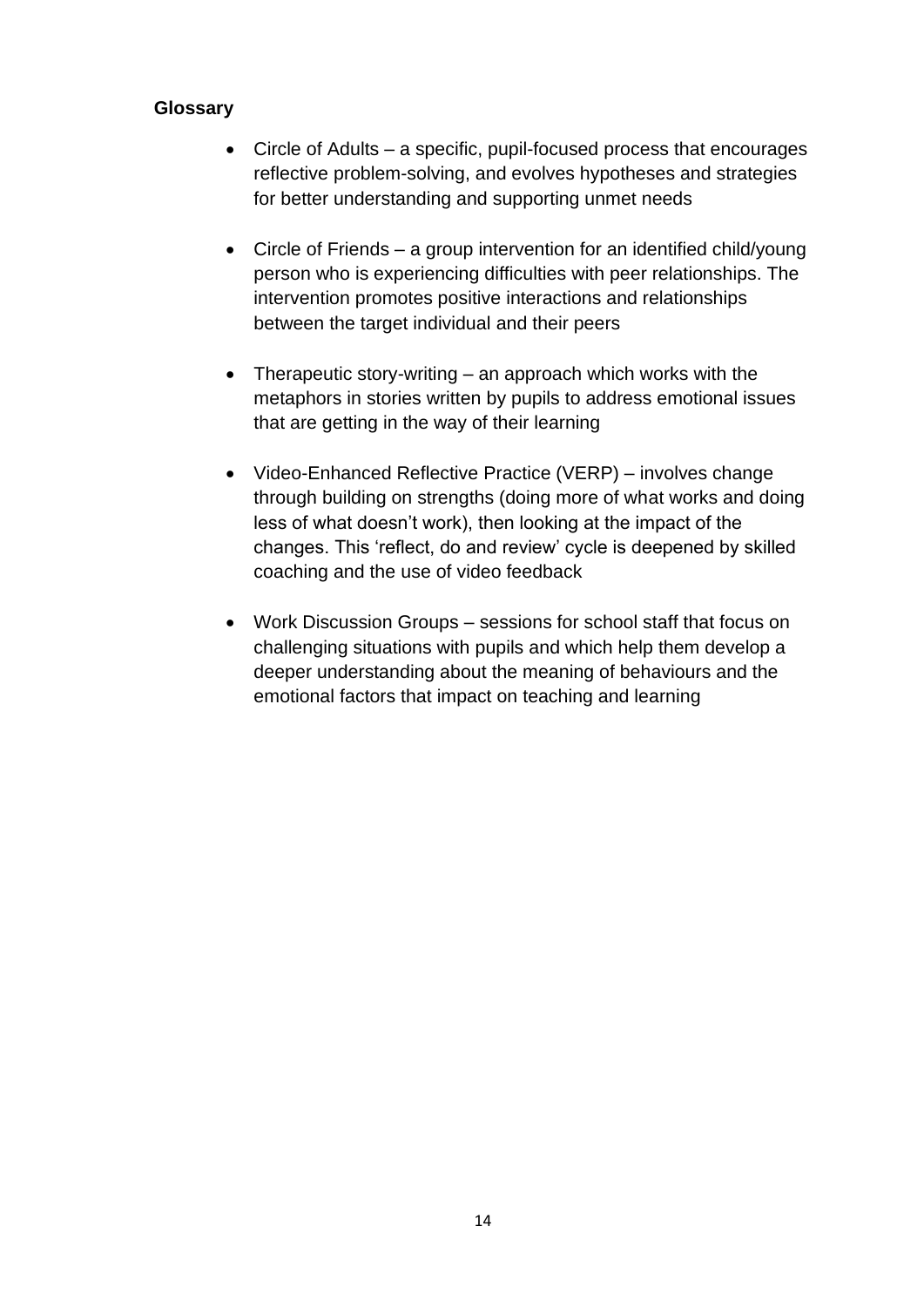**Glossary**

- Circle of Adults – a specific, pupil-focused process that encourages reflective problem-solving, and evolves hypotheses and strategies for better understanding and supporting unmet needs

- Circle of Friends – a group intervention for an identified child/young person who is experiencing difficulties with peer relationships. The intervention promotes positive interactions and relationships between the target individual and their peers

- Therapeutic story-writing – an approach which works with the metaphors in stories written by pupils to address emotional issues that are getting in the way of their learning

- Video-Enhanced Reflective Practice (VERP) – involves change through building on strengths (doing more of what works and doing less of what doesn't work), then looking at the impact of the changes. This 'reflect, do and review' cycle is deepened by skilled coaching and the use of video feedback

- Work Discussion Groups – sessions for school staff that focus on challenging situations with pupils and which help them develop a deeper understanding about the meaning of behaviours and the emotional factors that impact on teaching and learning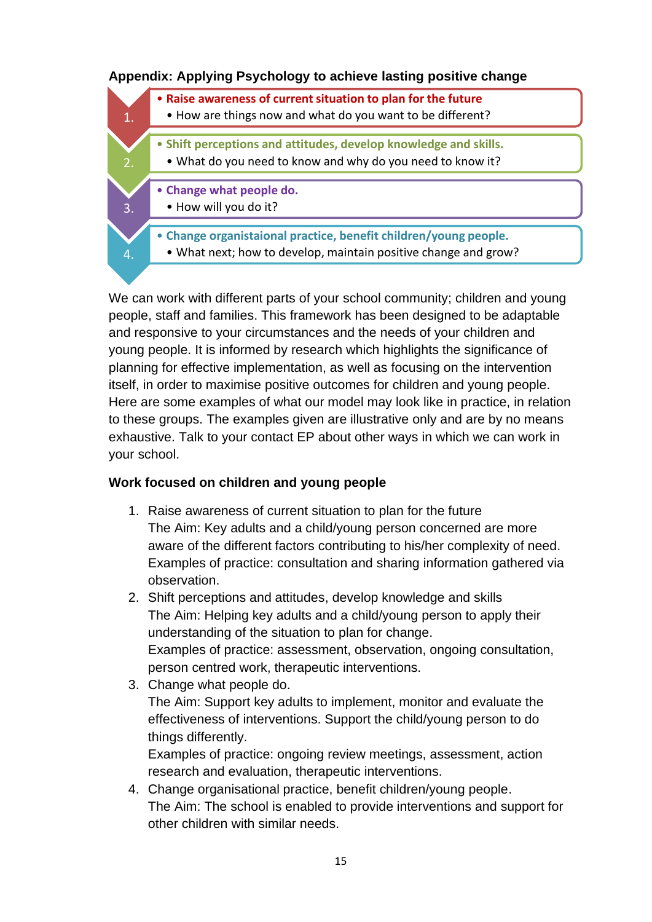## Appendix: Applying Psychology to achieve lasting positive change

1. 
   - **Raise awareness of current situation to plan for the future**
     - How are things now and what do you want to be different?
2. 
   - **Shift perceptions and attitudes, develop knowledge and skills.**
     - What do you need to know and why do you need to know it?
3. 
   - **Change what people do.**
     - How will you do it?
4. 
   - **Change organistaional practice, benefit children/young people.**
     - What next; how to develop, maintain positive change and grow?

We can work with different parts of your school community; children and young people, staff and families. This framework has been designed to be adaptable and responsive to your circumstances and the needs of your children and young people. It is informed by research which highlights the significance of planning for effective implementation, as well as focusing on the intervention itself, in order to maximise positive outcomes for children and young people. Here are some examples of what our model may look like in practice, in relation to these groups. The examples given are illustrative only and are by no means exhaustive. Talk to your contact EP about other ways in which we can work in your school.

### Work focused on children and young people

1. Raise awareness of current situation to plan for the future
   The Aim: Key adults and a child/young person concerned are more aware of the different factors contributing to his/her complexity of need.
   Examples of practice: consultation and sharing information gathered via observation.
2. Shift perceptions and attitudes, develop knowledge and skills
   The Aim: Helping key adults and a child/young person to apply their understanding of the situation to plan for change.
   Examples of practice: assessment, observation, ongoing consultation, person centred work, therapeutic interventions.
3. Change what people do.
   The Aim: Support key adults to implement, monitor and evaluate the effectiveness of interventions. Support the child/young person to do things differently.
   Examples of practice: ongoing review meetings, assessment, action research and evaluation, therapeutic interventions.
4. Change organisational practice, benefit children/young people.
   The Aim: The school is enabled to provide interventions and support for other children with similar needs.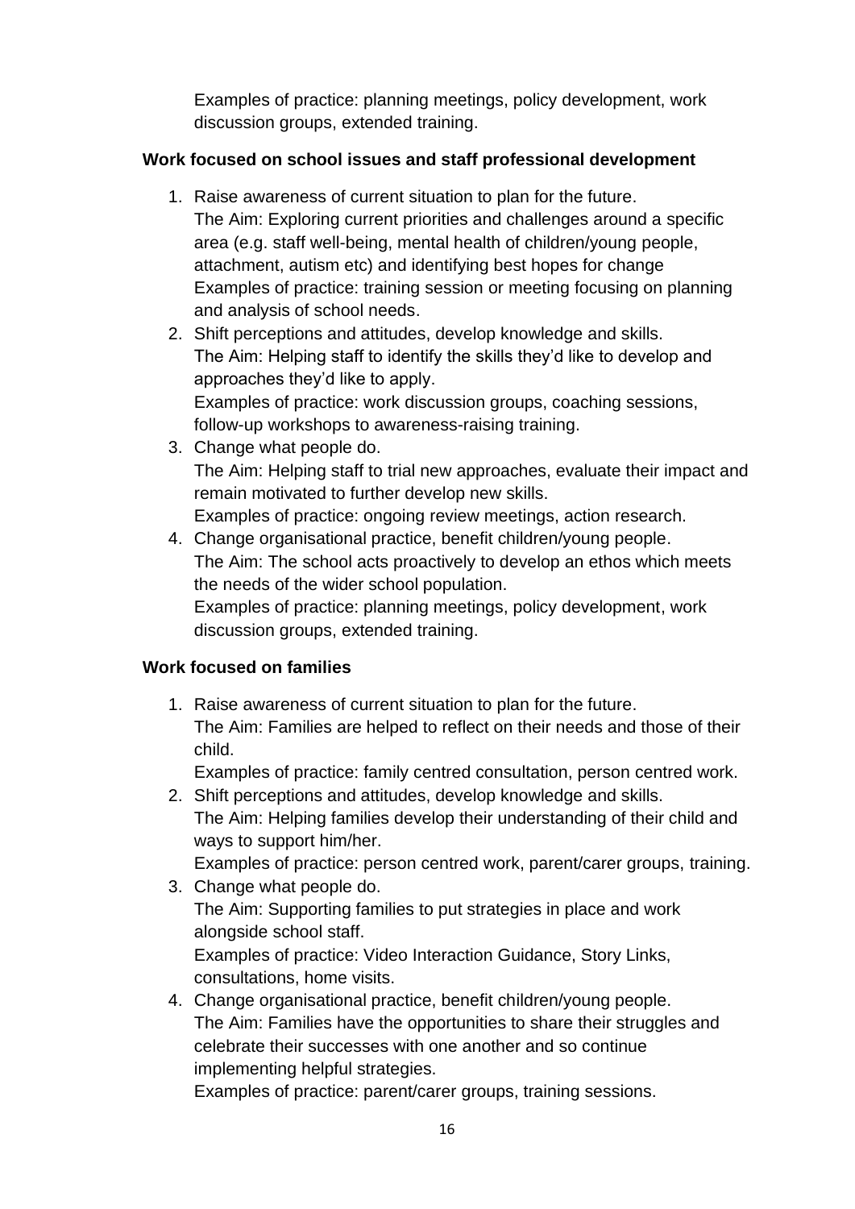Examples of practice: planning meetings, policy development, work discussion groups, extended training.

**Work focused on school issues and staff professional development**

1. Raise awareness of current situation to plan for the future.
   The Aim: Exploring current priorities and challenges around a specific area (e.g. staff well-being, mental health of children/young people, attachment, autism etc) and identifying best hopes for change
   Examples of practice: training session or meeting focusing on planning and analysis of school needs.
2. Shift perceptions and attitudes, develop knowledge and skills.
   The Aim: Helping staff to identify the skills they'd like to develop and approaches they'd like to apply.
   Examples of practice: work discussion groups, coaching sessions, follow-up workshops to awareness-raising training.
3. Change what people do.
   The Aim: Helping staff to trial new approaches, evaluate their impact and remain motivated to further develop new skills.
   Examples of practice: ongoing review meetings, action research.
4. Change organisational practice, benefit children/young people.
   The Aim: The school acts proactively to develop an ethos which meets the needs of the wider school population.
   Examples of practice: planning meetings, policy development, work discussion groups, extended training.

**Work focused on families**

1. Raise awareness of current situation to plan for the future.
   The Aim: Families are helped to reflect on their needs and those of their child.
   Examples of practice: family centred consultation, person centred work.
2. Shift perceptions and attitudes, develop knowledge and skills.
   The Aim: Helping families develop their understanding of their child and ways to support him/her.
   Examples of practice: person centred work, parent/carer groups, training.
3. Change what people do.
   The Aim: Supporting families to put strategies in place and work alongside school staff.
   Examples of practice: Video Interaction Guidance, Story Links, consultations, home visits.
4. Change organisational practice, benefit children/young people.
   The Aim: Families have the opportunities to share their struggles and celebrate their successes with one another and so continue implementing helpful strategies.
   Examples of practice: parent/carer groups, training sessions.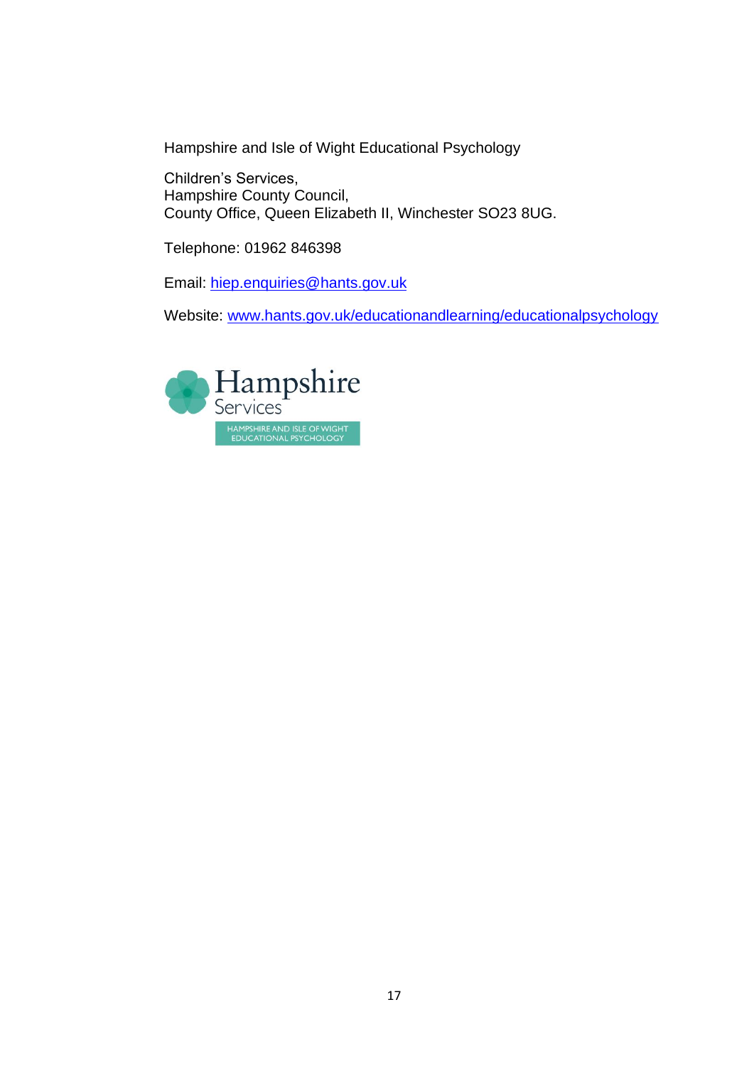Hampshire and Isle of Wight Educational Psychology

Children's Services,
Hampshire County Council,
County Office, Queen Elizabeth II, Winchester SO23 8UG.

Telephone: 01962 846398

Email: hiep.enquiries@hants.gov.uk

Website: www.hants.gov.uk/educationandlearning/educationalpsychology

Hampshire
Services
HAMPSHIRE AND ISLE OF WIGHT
EDUCATIONAL PSYCHOLOGY